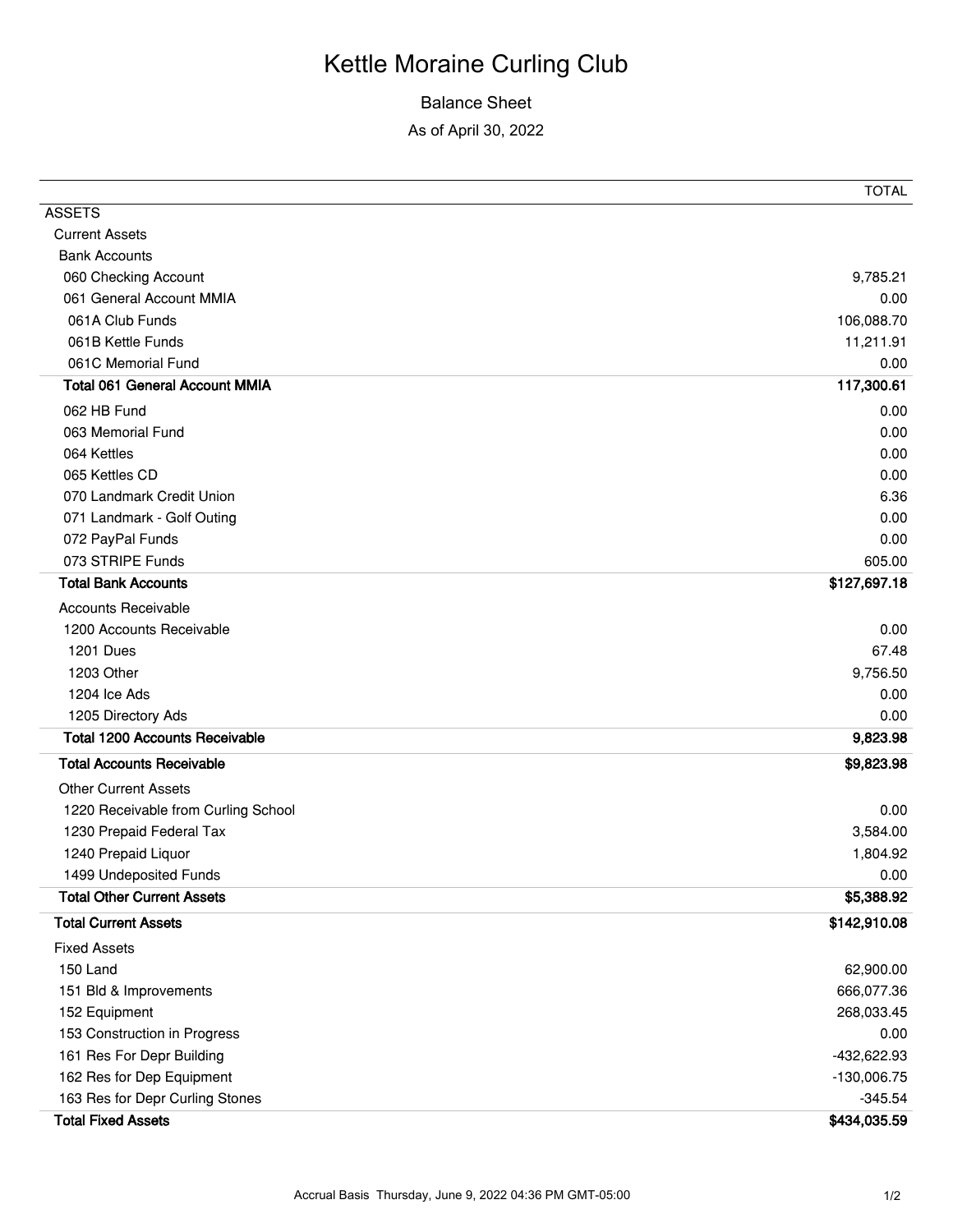# Kettle Moraine Curling Club

## Balance Sheet

As of April 30, 2022

| | TOTAL |
|---|---|
| ASSETS | |
| Current Assets | |
| Bank Accounts | |
| 060 Checking Account | 9,785.21 |
| 061 General Account MMIA | 0.00 |
| 061A Club Funds | 106,088.70 |
| 061B Kettle Funds | 11,211.91 |
| 061C Memorial Fund | 0.00 |
| **Total 061 General Account MMIA** | **117,300.61** |
| 062 HB Fund | 0.00 |
| 063 Memorial Fund | 0.00 |
| 064 Kettles | 0.00 |
| 065 Kettles CD | 0.00 |
| 070 Landmark Credit Union | 6.36 |
| 071 Landmark - Golf Outing | 0.00 |
| 072 PayPal Funds | 0.00 |
| 073 STRIPE Funds | 605.00 |
| **Total Bank Accounts** | **$127,697.18** |
| Accounts Receivable | |
| 1200 Accounts Receivable | 0.00 |
| 1201 Dues | 67.48 |
| 1203 Other | 9,756.50 |
| 1204 Ice Ads | 0.00 |
| 1205 Directory Ads | 0.00 |
| **Total 1200 Accounts Receivable** | **9,823.98** |
| **Total Accounts Receivable** | **$9,823.98** |
| Other Current Assets | |
| 1220 Receivable from Curling School | 0.00 |
| 1230 Prepaid Federal Tax | 3,584.00 |
| 1240 Prepaid Liquor | 1,804.92 |
| 1499 Undeposited Funds | 0.00 |
| **Total Other Current Assets** | **$5,388.92** |
| **Total Current Assets** | **$142,910.08** |
| Fixed Assets | |
| 150 Land | 62,900.00 |
| 151 Bld & Improvements | 666,077.36 |
| 152 Equipment | 268,033.45 |
| 153 Construction in Progress | 0.00 |
| 161 Res For Depr Building | -432,622.93 |
| 162 Res for Dep Equipment | -130,006.75 |
| 163 Res for Depr Curling Stones | -345.54 |
| **Total Fixed Assets** | **$434,035.59** |

Accrual Basis Thursday, June 9, 2022 04:36 PM GMT-05:00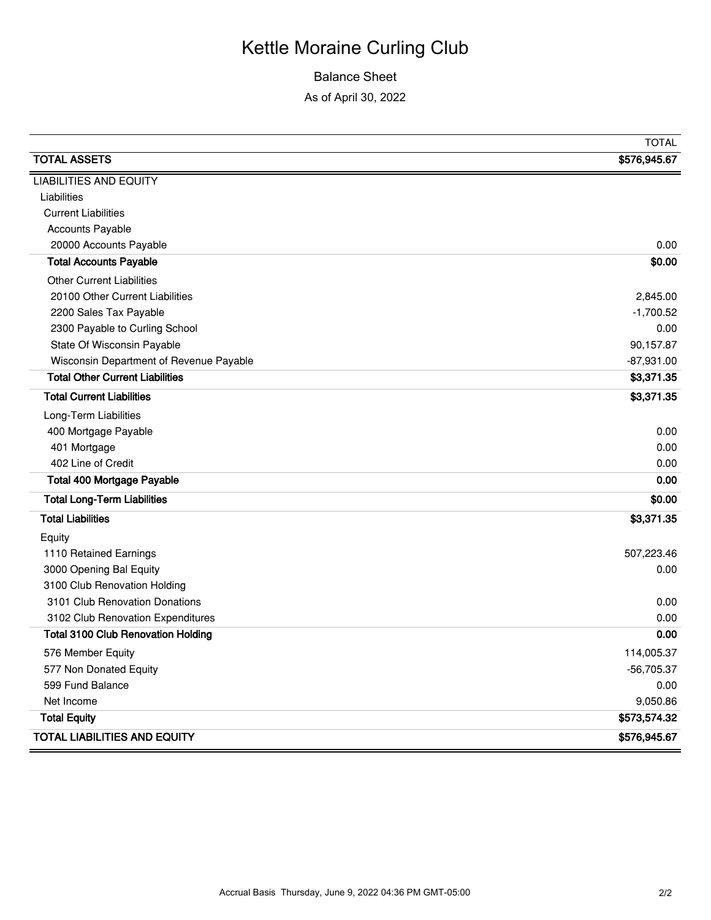# Kettle Moraine Curling Club

Balance Sheet

As of April 30, 2022

| | TOTAL |
|---|---|
| **TOTAL ASSETS** | **$576,945.67** |
| LIABILITIES AND EQUITY | |
| Liabilities | |
| Current Liabilities | |
| Accounts Payable | |
| 20000 Accounts Payable | 0.00 |
| **Total Accounts Payable** | **$0.00** |
| Other Current Liabilities | |
| 20100 Other Current Liabilities | 2,845.00 |
| 2200 Sales Tax Payable | -1,700.52 |
| 2300 Payable to Curling School | 0.00 |
| State Of Wisconsin Payable | 90,157.87 |
| Wisconsin Department of Revenue Payable | -87,931.00 |
| **Total Other Current Liabilities** | **$3,371.35** |
| **Total Current Liabilities** | **$3,371.35** |
| Long-Term Liabilities | |
| 400 Mortgage Payable | 0.00 |
| 401 Mortgage | 0.00 |
| 402 Line of Credit | 0.00 |
| **Total 400 Mortgage Payable** | **0.00** |
| **Total Long-Term Liabilities** | **$0.00** |
| **Total Liabilities** | **$3,371.35** |
| Equity | |
| 1110 Retained Earnings | 507,223.46 |
| 3000 Opening Bal Equity | 0.00 |
| 3100 Club Renovation Holding | |
| 3101 Club Renovation Donations | 0.00 |
| 3102 Club Renovation Expenditures | 0.00 |
| **Total 3100 Club Renovation Holding** | **0.00** |
| 576 Member Equity | 114,005.37 |
| 577 Non Donated Equity | -56,705.37 |
| 599 Fund Balance | 0.00 |
| Net Income | 9,050.86 |
| **Total Equity** | **$573,574.32** |
| **TOTAL LIABILITIES AND EQUITY** | **$576,945.67** |

Accrual Basis Thursday, June 9, 2022 04:36 PM GMT-05:00